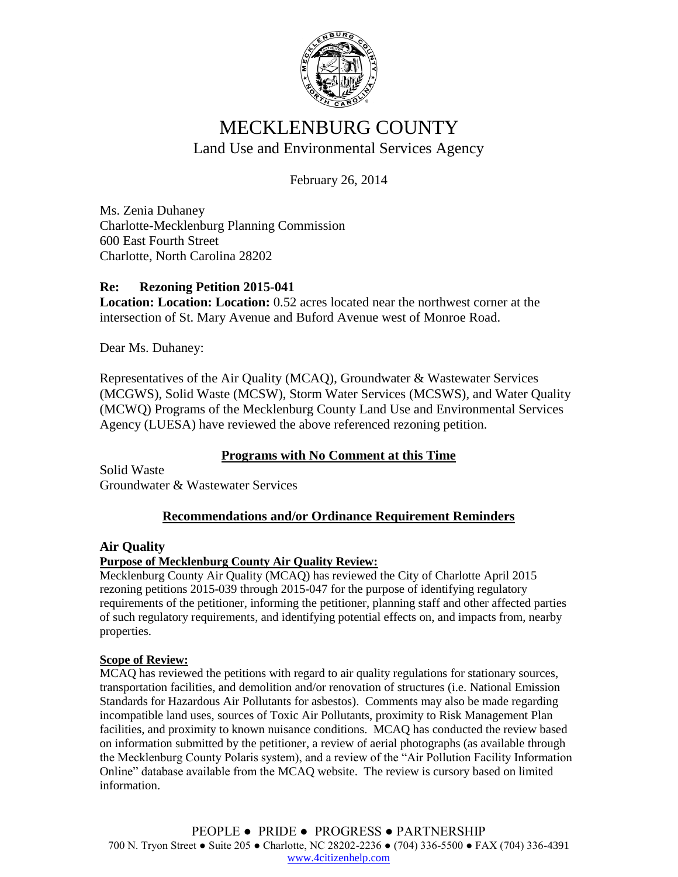# MECKLENBURG COUNTY

## Land Use and Environmental Services Agency

February 26, 2014

Ms. Zenia Duhaney
Charlotte-Mecklenburg Planning Commission
600 East Fourth Street
Charlotte, North Carolina 28202

**Re: Rezoning Petition 2015-041**
**Location: Location: Location:** 0.52 acres located near the northwest corner at the intersection of St. Mary Avenue and Buford Avenue west of Monroe Road.

Dear Ms. Duhaney:

Representatives of the Air Quality (MCAQ), Groundwater & Wastewater Services (MCGWS), Solid Waste (MCSW), Storm Water Services (MCSWS), and Water Quality (MCWQ) Programs of the Mecklenburg County Land Use and Environmental Services Agency (LUESA) have reviewed the above referenced rezoning petition.

### <u>Programs with No Comment at this Time</u>

Solid Waste
Groundwater & Wastewater Services

### <u>Recommendations and/or Ordinance Requirement Reminders</u>

### Air Quality

**<u>Purpose of Mecklenburg County Air Quality Review:</u>**
Mecklenburg County Air Quality (MCAQ) has reviewed the City of Charlotte April 2015 rezoning petitions 2015-039 through 2015-047 for the purpose of identifying regulatory requirements of the petitioner, informing the petitioner, planning staff and other affected parties of such regulatory requirements, and identifying potential effects on, and impacts from, nearby properties.

**<u>Scope of Review:</u>**
MCAQ has reviewed the petitions with regard to air quality regulations for stationary sources, transportation facilities, and demolition and/or renovation of structures (i.e. National Emission Standards for Hazardous Air Pollutants for asbestos). Comments may also be made regarding incompatible land uses, sources of Toxic Air Pollutants, proximity to Risk Management Plan facilities, and proximity to known nuisance conditions. MCAQ has conducted the review based on information submitted by the petitioner, a review of aerial photographs (as available through the Mecklenburg County Polaris system), and a review of the "Air Pollution Facility Information Online" database available from the MCAQ website. The review is cursory based on limited information.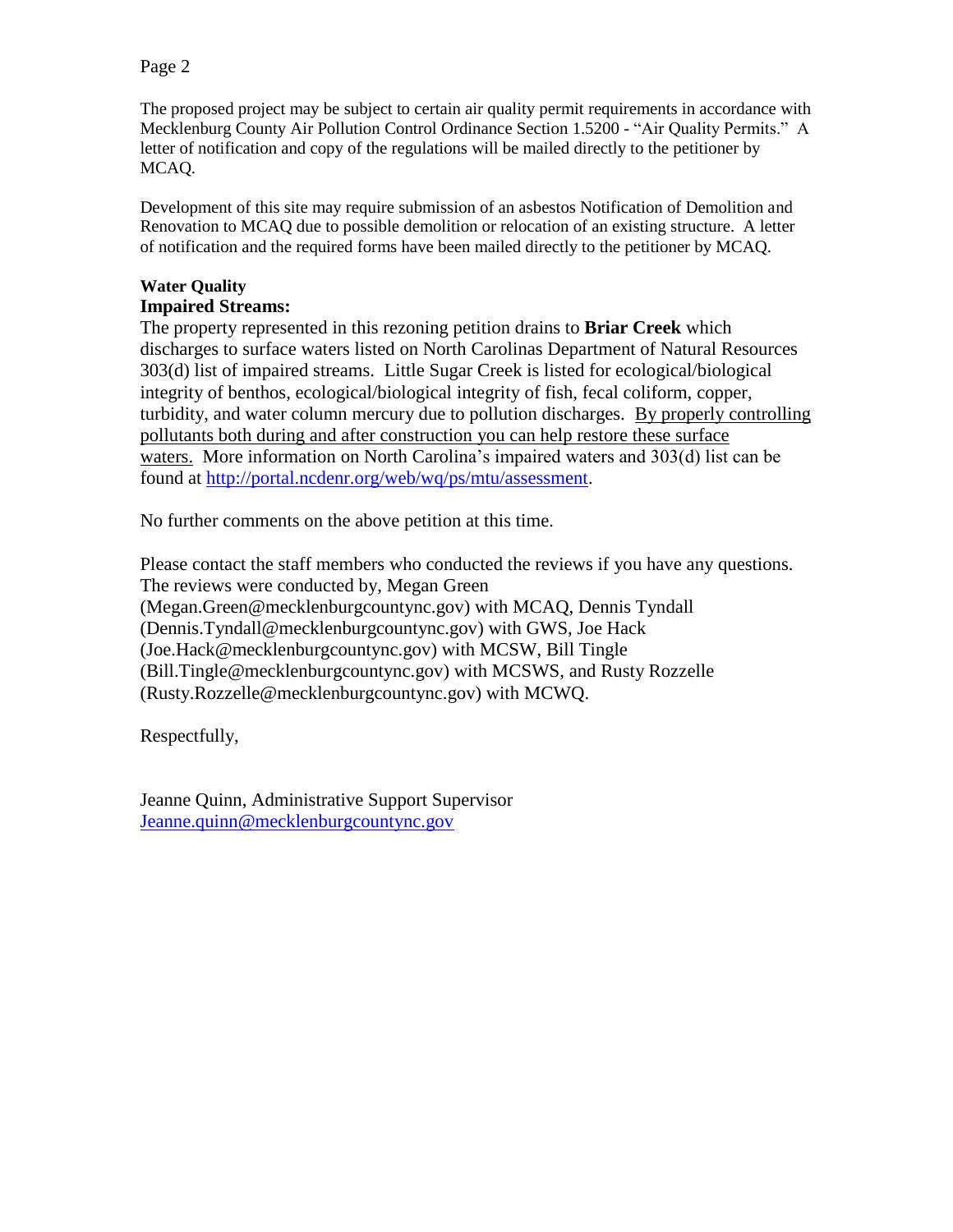The proposed project may be subject to certain air quality permit requirements in accordance with Mecklenburg County Air Pollution Control Ordinance Section 1.5200 - "Air Quality Permits." A letter of notification and copy of the regulations will be mailed directly to the petitioner by MCAQ.

Development of this site may require submission of an asbestos Notification of Demolition and Renovation to MCAQ due to possible demolition or relocation of an existing structure. A letter of notification and the required forms have been mailed directly to the petitioner by MCAQ.

**Water Quality**

**Impaired Streams:**

The property represented in this rezoning petition drains to **Briar Creek** which discharges to surface waters listed on North Carolinas Department of Natural Resources 303(d) list of impaired streams. Little Sugar Creek is listed for ecological/biological integrity of benthos, ecological/biological integrity of fish, fecal coliform, copper, turbidity, and water column mercury due to pollution discharges. By properly controlling pollutants both during and after construction you can help restore these surface waters. More information on North Carolina's impaired waters and 303(d) list can be found at http://portal.ncdenr.org/web/wq/ps/mtu/assessment.

No further comments on the above petition at this time.

Please contact the staff members who conducted the reviews if you have any questions. The reviews were conducted by, Megan Green (Megan.Green@mecklenburgcountync.gov) with MCAQ, Dennis Tyndall (Dennis.Tyndall@mecklenburgcountync.gov) with GWS, Joe Hack (Joe.Hack@mecklenburgcountync.gov) with MCSW, Bill Tingle (Bill.Tingle@mecklenburgcountync.gov) with MCSWS, and Rusty Rozzelle (Rusty.Rozzelle@mecklenburgcountync.gov) with MCWQ.

Respectfully,

Jeanne Quinn, Administrative Support Supervisor
Jeanne.quinn@mecklenburgcountync.gov